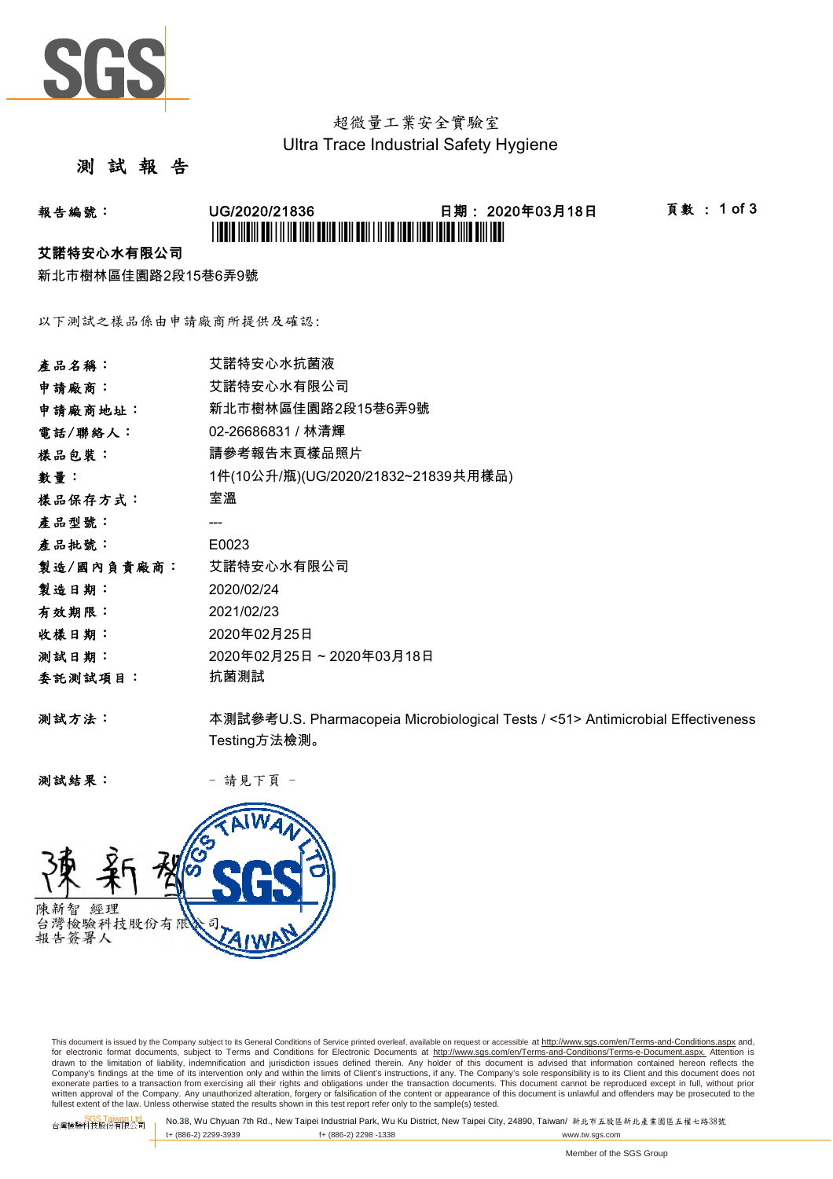超微量工業安全實驗室

Ultra Trace Industrial Safety Hygiene

# 測 試 報 告

**報告編號：** UG/2020/21836 **日期：** 2020年03月18日 **頁數 ：** 1 of 3

**艾諾特安心水有限公司**

新北市樹林區佳園路2段15巷6弄9號

以下測試之樣品係由申請廠商所提供及確認:

| | |
|---|---|
| **產品名稱：** | 艾諾特安心水抗菌液 |
| **申請廠商：** | 艾諾特安心水有限公司 |
| **申請廠商地址：** | 新北市樹林區佳園路2段15巷6弄9號 |
| **電話/聯絡人：** | 02-26686831 / 林清輝 |
| **樣品包裝：** | 請參考報告末頁樣品照片 |
| **數量：** | 1件(10公升/瓶)(UG/2020/21832~21839共用樣品) |
| **樣品保存方式：** | 室溫 |
| **產品型號：** | --- |
| **產品批號：** | E0023 |
| **製造/國內負責廠商：** | 艾諾特安心水有限公司 |
| **製造日期：** | 2020/02/24 |
| **有效期限：** | 2021/02/23 |
| **收樣日期：** | 2020年02月25日 |
| **測試日期：** | 2020年02月25日 ~ 2020年03月18日 |
| **委託測試項目：** | 抗菌測試 |
| **測試方法：** | 本測試參考U.S. Pharmacopeia Microbiological Tests / <51> Antimicrobial Effectiveness Testing方法檢測。 |
| **測試結果：** | - 請見下頁 - |

陳新智 經理
台灣檢驗科技股份有限公司
報告簽署人

This document is issued by the Company subject to its General Conditions of Service printed overleaf, available on request or accessible at http://www.sgs.com/en/Terms-and-Conditions.aspx and, for electronic format documents, subject to Terms and Conditions for Electronic Documents at http://www.sgs.com/en/Terms-and-Conditions/Terms-e-Document.aspx. Attention is drawn to the limitation of liability, indemnification and jurisdiction issues defined therein. Any holder of this document is advised that information contained hereon reflects the Company's findings at the time of its intervention only and within the limits of Client's instructions, if any. The Company's sole responsibility is to its Client and this document does not exonerate parties to a transaction from exercising all their rights and obligations under the transaction documents. This document cannot be reproduced except in full, without prior written approval of the Company. Any unauthorized alteration, forgery or falsification of the content or appearance of this document is unlawful and offenders may be prosecuted to the fullest extent of the law. Unless otherwise stated the results shown in this test report refer only to the sample(s) tested.

SGS Taiwan Ltd. 台灣檢驗科技股份有限公司 | No.38, Wu Chyuan 7th Rd., New Taipei Industrial Park, Wu Ku District, New Taipei City, 24890, Taiwan/ 新北市五股區新北產業園區五權七路38號 | t+ (886-2) 2299-3939 | f+ (886-2) 2298 -1338 | www.tw.sgs.com

Member of the SGS Group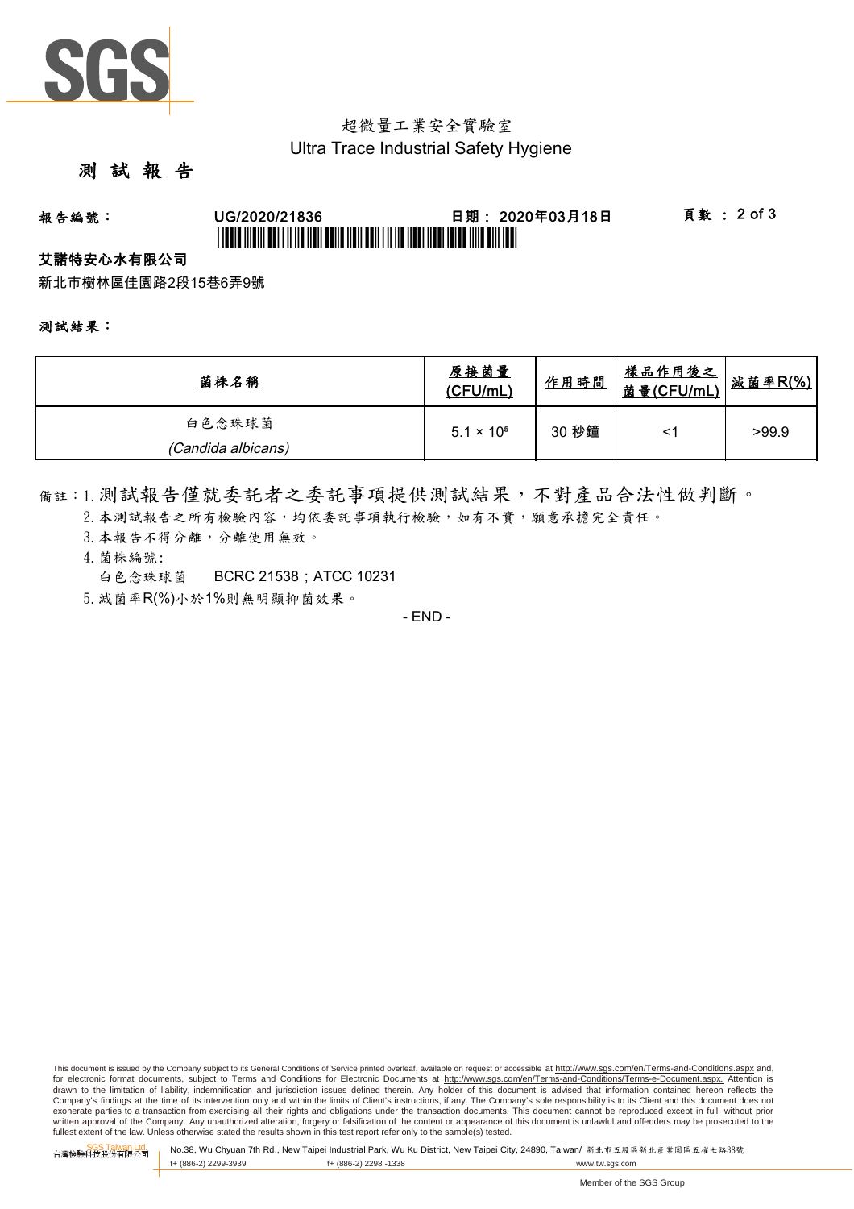超微量工業安全實驗室
Ultra Trace Industrial Safety Hygiene

# 測 試 報 告

**報告編號：** UG/2020/21836 **日期：** 2020年03月18日 **頁數 ：** 2 of 3

**艾諾特安心水有限公司**

新北市樹林區佳園路2段15巷6弄9號

**測試結果：**

| 菌株名稱 | 原接菌量 (CFU/mL) | 作用時間 | 樣品作用後之菌量(CFU/mL) | 減菌率R(%) |
|---|---|---|---|---|
| 白色念珠球菌 (*Candida albicans*) | $5.1 \times 10^5$ | 30 秒鐘 | <1 | >99.9 |

備註：1. 測試報告僅就委託者之委託事項提供測試結果，不對產品合法性做判斷。
2. 本測試報告之所有檢驗內容，均依委託事項執行檢驗，如有不實，願意承擔完全責任。
3. 本報告不得分離，分離使用無效。
4. 菌株編號:
白色念珠球菌 BCRC 21538；ATCC 10231
5. 減菌率R(%)小於1%則無明顯抑菌效果。

- END -

This document is issued by the Company subject to its General Conditions of Service printed overleaf, available on request or accessible at http://www.sgs.com/en/Terms-and-Conditions.aspx and, for electronic format documents, subject to Terms and Conditions for Electronic Documents at http://www.sgs.com/en/Terms-and-Conditions/Terms-e-Document.aspx. Attention is drawn to the limitation of liability, indemnification and jurisdiction issues defined therein. Any holder of this document is advised that information contained hereon reflects the Company's findings at the time of its intervention only and within the limits of Client's instructions, if any. The Company's sole responsibility is to its Client and this document does not exonerate parties to a transaction from exercising all their rights and obligations under the transaction documents. This document cannot be reproduced except in full, without prior written approval of the Company. Any unauthorized alteration, forgery or falsification of the content or appearance of this document is unlawful and offenders may be prosecuted to the fullest extent of the law. Unless otherwise stated the results shown in this test report refer only to the sample(s) tested.

SGS Taiwan Ltd. 台灣檢驗科技股份有限公司 No.38, Wu Chyuan 7th Rd., New Taipei Industrial Park, Wu Ku District, New Taipei City, 24890, Taiwan/ 新北市五股區新北產業園區五權七路38號
t+ (886-2) 2299-3939 f+ (886-2) 2298 -1338 www.tw.sgs.com

Member of the SGS Group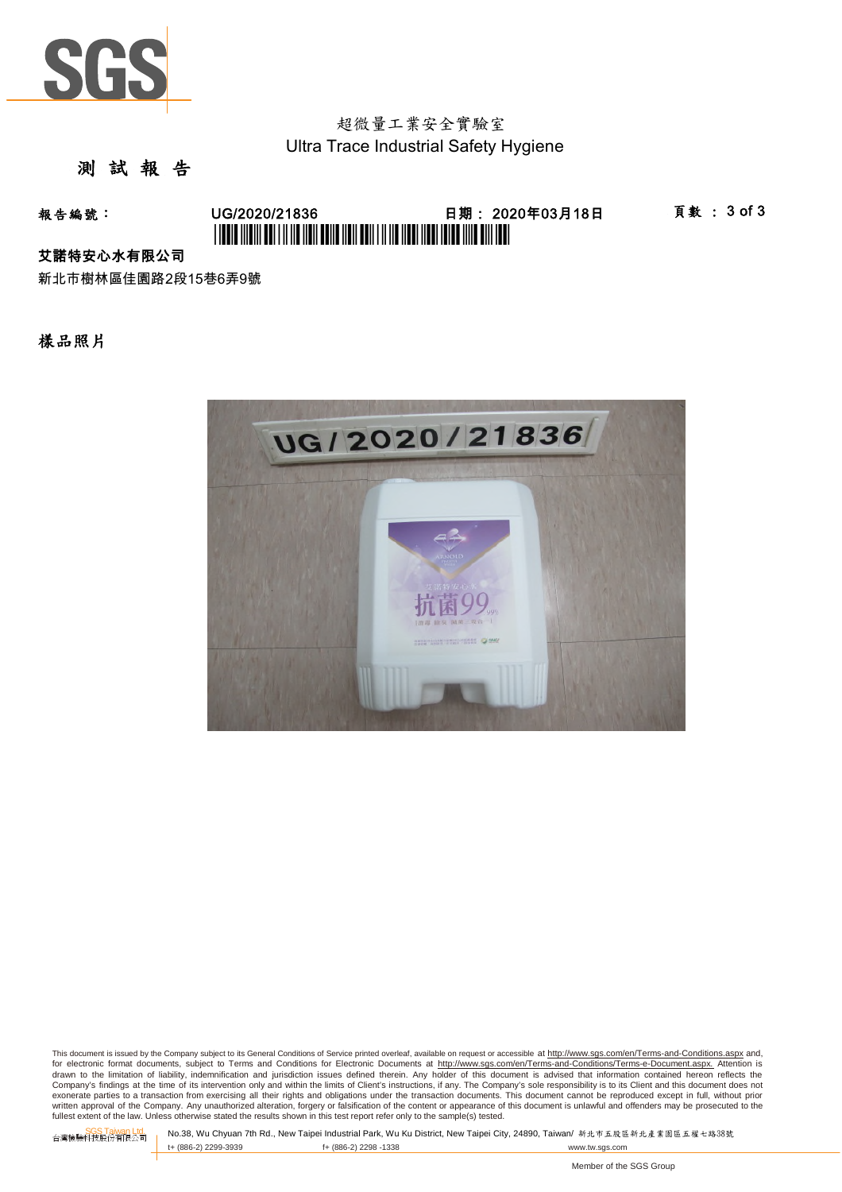超微量工業安全實驗室
Ultra Trace Industrial Safety Hygiene

# 測 試 報 告

**報告編號：** UG/2020/21836　　**日期：** 2020年03月18日

**艾諾特安心水有限公司**

新北市樹林區佳園路2段15巷6弄9號

## 樣品照片

This document is issued by the Company subject to its General Conditions of Service printed overleaf, available on request or accessible at http://www.sgs.com/en/Terms-and-Conditions.aspx and, for electronic format documents, subject to Terms and Conditions for Electronic Documents at http://www.sgs.com/en/Terms-and-Conditions/Terms-e-Document.aspx. Attention is drawn to the limitation of liability, indemnification and jurisdiction issues defined therein. Any holder of this document is advised that information contained hereon reflects the Company's findings at the time of its intervention only and within the limits of Client's instructions, if any. The Company's sole responsibility is to its Client and this document does not exonerate parties to a transaction from exercising all their rights and obligations under the transaction documents. This document cannot be reproduced except in full, without prior written approval of the Company. Any unauthorized alteration, forgery or falsification of the content or appearance of this document is unlawful and offenders may be prosecuted to the fullest extent of the law. Unless otherwise stated the results shown in this test report refer only to the sample(s) tested.

SGS Taiwan Ltd. 台灣檢驗科技股份有限公司 | No.38, Wu Chyuan 7th Rd., New Taipei Industrial Park, Wu Ku District, New Taipei City, 24890, Taiwan/ 新北市五股區新北產業園區五權七路38號
t+ (886-2) 2299-3939　f+ (886-2) 2298 -1338　www.tw.sgs.com

Member of the SGS Group